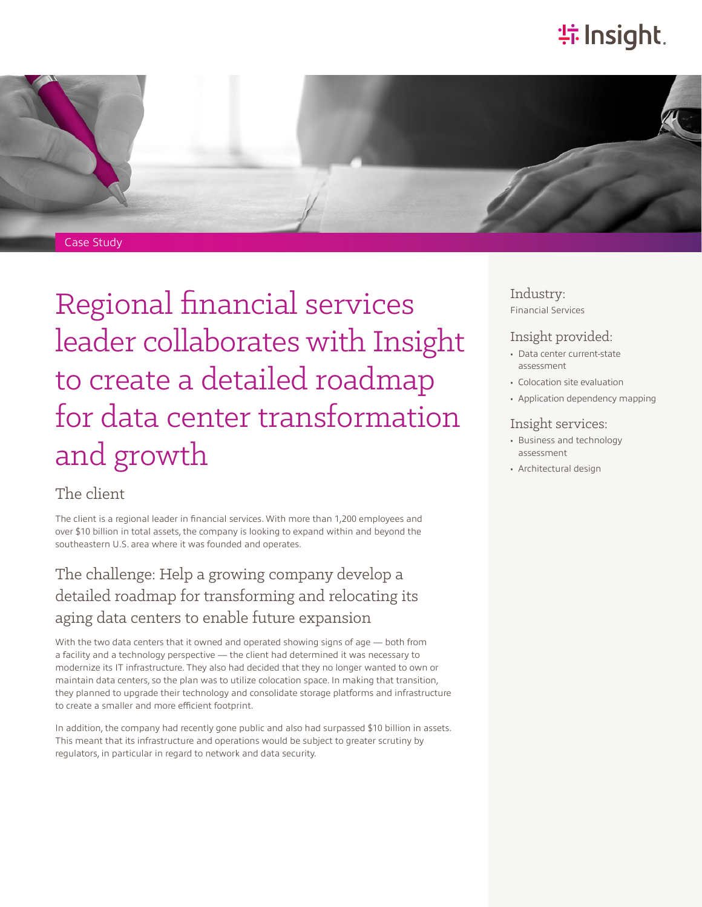Case Study

# Regional financial services leader collaborates with Insight to create a detailed roadmap for data center transformation and growth

## The client

The client is a regional leader in financial services. With more than 1,200 employees and over $10 billion in total assets, the company is looking to expand within and beyond the southeastern U.S. area where it was founded and operates.

## The challenge: Help a growing company develop a detailed roadmap for transforming and relocating its aging data centers to enable future expansion

With the two data centers that it owned and operated showing signs of age — both from a facility and a technology perspective — the client had determined it was necessary to modernize its IT infrastructure. They also had decided that they no longer wanted to own or maintain data centers, so the plan was to utilize colocation space. In making that transition, they planned to upgrade their technology and consolidate storage platforms and infrastructure to create a smaller and more efficient footprint.

In addition, the company had recently gone public and also had surpassed $10 billion in assets. This meant that its infrastructure and operations would be subject to greater scrutiny by regulators, in particular in regard to network and data security.

### Industry:

Financial Services

### Insight provided:

- Data center current-state assessment
- Colocation site evaluation
- Application dependency mapping

### Insight services:

- Business and technology assessment
- Architectural design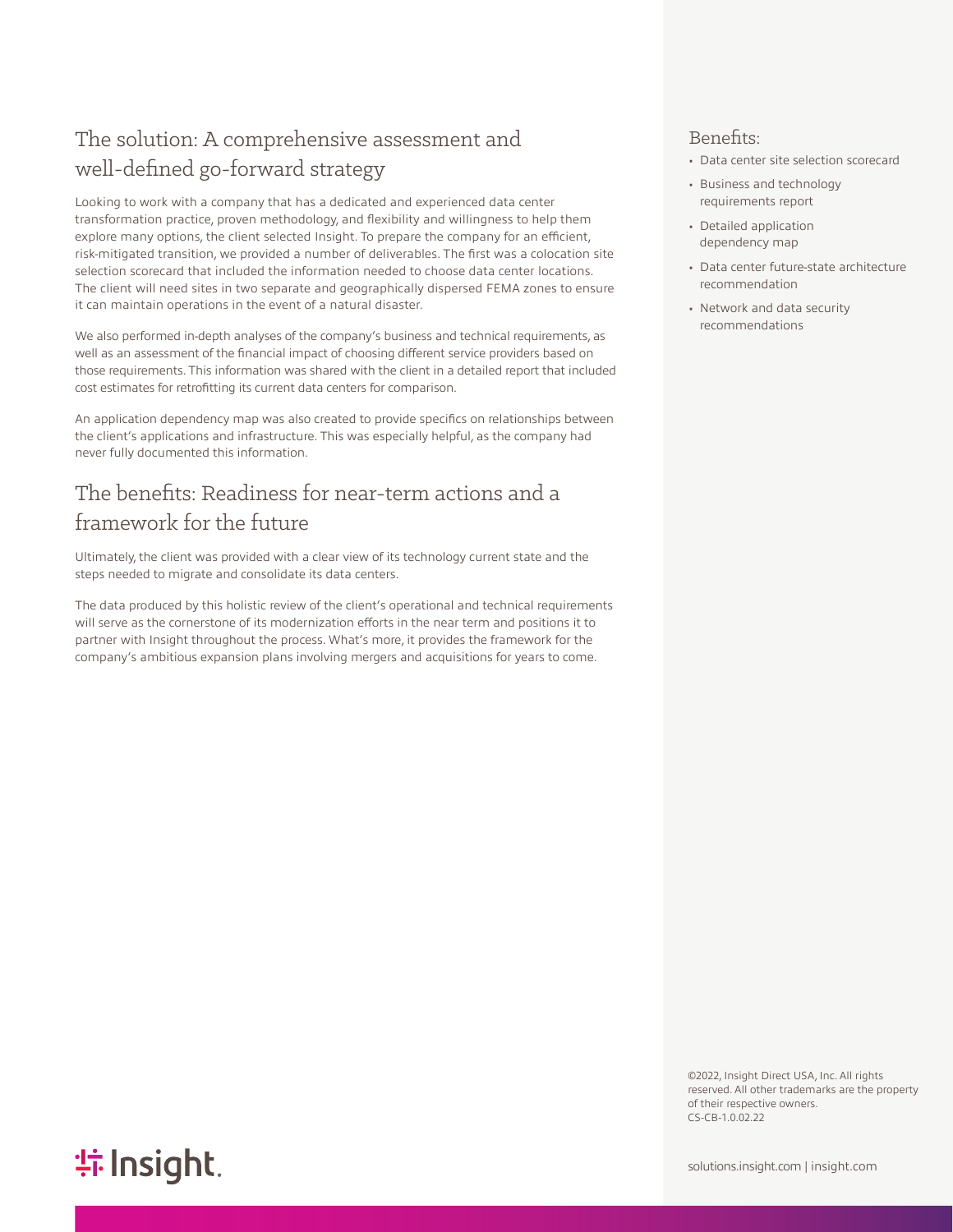## The solution: A comprehensive assessment and well-defined go-forward strategy

Looking to work with a company that has a dedicated and experienced data center transformation practice, proven methodology, and flexibility and willingness to help them explore many options, the client selected Insight. To prepare the company for an efficient, risk-mitigated transition, we provided a number of deliverables. The first was a colocation site selection scorecard that included the information needed to choose data center locations. The client will need sites in two separate and geographically dispersed FEMA zones to ensure it can maintain operations in the event of a natural disaster.

We also performed in-depth analyses of the company's business and technical requirements, as well as an assessment of the financial impact of choosing different service providers based on those requirements. This information was shared with the client in a detailed report that included cost estimates for retrofitting its current data centers for comparison.

An application dependency map was also created to provide specifics on relationships between the client's applications and infrastructure. This was especially helpful, as the company had never fully documented this information.

## The benefits: Readiness for near-term actions and a framework for the future

Ultimately, the client was provided with a clear view of its technology current state and the steps needed to migrate and consolidate its data centers.

The data produced by this holistic review of the client's operational and technical requirements will serve as the cornerstone of its modernization efforts in the near term and positions it to partner with Insight throughout the process. What's more, it provides the framework for the company's ambitious expansion plans involving mergers and acquisitions for years to come.

### Benefits:

- Data center site selection scorecard
- Business and technology requirements report
- Detailed application dependency map
- Data center future-state architecture recommendation
- Network and data security recommendations

©2022, Insight Direct USA, Inc. All rights reserved. All other trademarks are the property of their respective owners.
CS-CB-1.0.02.22

Insight.

solutions.insight.com | insight.com